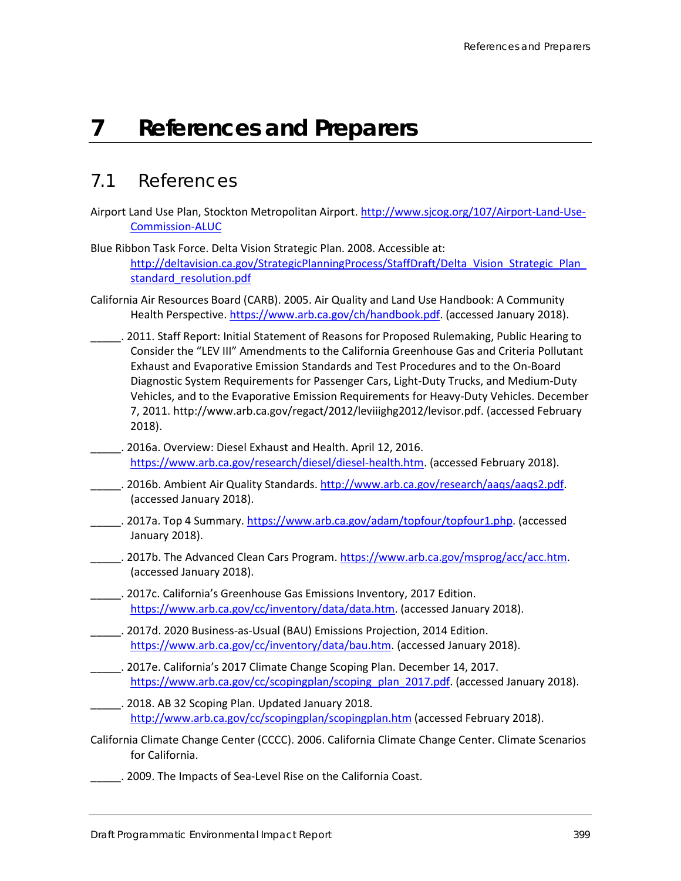# 7 References and Preparers

## 7.1 References

Airport Land Use Plan, Stockton Metropolitan Airport. http://www.sjcog.org/107/Airport-Land-Use-Commission-ALUC

Blue Ribbon Task Force. Delta Vision Strategic Plan. 2008. Accessible at: http://deltavision.ca.gov/StrategicPlanningProcess/StaffDraft/Delta_Vision_Strategic_Plan_standard_resolution.pdf

California Air Resources Board (CARB). 2005. Air Quality and Land Use Handbook: A Community Health Perspective. https://www.arb.ca.gov/ch/handbook.pdf. (accessed January 2018).

_____. 2011. Staff Report: Initial Statement of Reasons for Proposed Rulemaking, Public Hearing to Consider the "LEV III" Amendments to the California Greenhouse Gas and Criteria Pollutant Exhaust and Evaporative Emission Standards and Test Procedures and to the On-Board Diagnostic System Requirements for Passenger Cars, Light-Duty Trucks, and Medium-Duty Vehicles, and to the Evaporative Emission Requirements for Heavy-Duty Vehicles. December 7, 2011. http://www.arb.ca.gov/regact/2012/leviiighg2012/levisor.pdf. (accessed February 2018).

_____. 2016a. Overview: Diesel Exhaust and Health. April 12, 2016. https://www.arb.ca.gov/research/diesel/diesel-health.htm. (accessed February 2018).

_____. 2016b. Ambient Air Quality Standards. http://www.arb.ca.gov/research/aaqs/aaqs2.pdf. (accessed January 2018).

_____. 2017a. Top 4 Summary. https://www.arb.ca.gov/adam/topfour/topfour1.php. (accessed January 2018).

_____. 2017b. The Advanced Clean Cars Program. https://www.arb.ca.gov/msprog/acc/acc.htm. (accessed January 2018).

_____. 2017c. California's Greenhouse Gas Emissions Inventory, 2017 Edition. https://www.arb.ca.gov/cc/inventory/data/data.htm. (accessed January 2018).

_____. 2017d. 2020 Business-as-Usual (BAU) Emissions Projection, 2014 Edition. https://www.arb.ca.gov/cc/inventory/data/bau.htm. (accessed January 2018).

_____. 2017e. California's 2017 Climate Change Scoping Plan. December 14, 2017. https://www.arb.ca.gov/cc/scopingplan/scoping_plan_2017.pdf. (accessed January 2018).

_____. 2018. AB 32 Scoping Plan. Updated January 2018. http://www.arb.ca.gov/cc/scopingplan/scopingplan.htm (accessed February 2018).

California Climate Change Center (CCCC). 2006. California Climate Change Center. Climate Scenarios for California.

_____. 2009. The Impacts of Sea-Level Rise on the California Coast.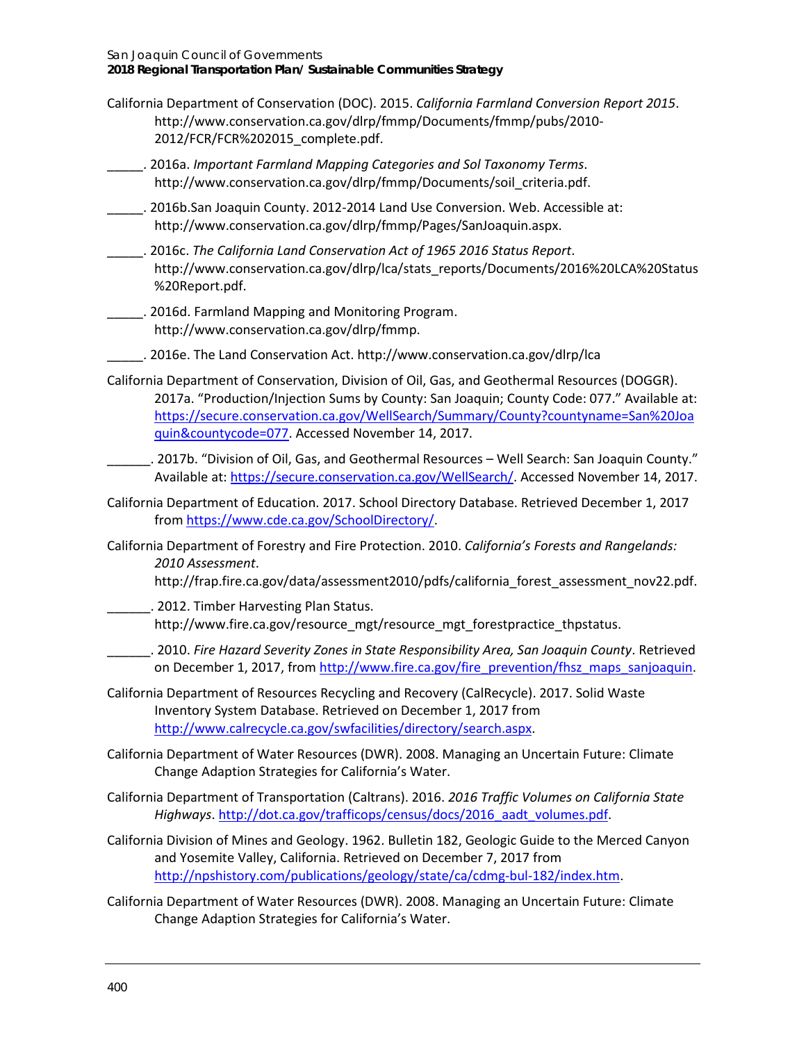California Department of Conservation (DOC). 2015. *California Farmland Conversion Report 2015*. http://www.conservation.ca.gov/dlrp/fmmp/Documents/fmmp/pubs/2010-2012/FCR/FCR%202015_complete.pdf.

_____. 2016a. *Important Farmland Mapping Categories and Sol Taxonomy Terms*. http://www.conservation.ca.gov/dlrp/fmmp/Documents/soil_criteria.pdf.

_____. 2016b.San Joaquin County. 2012-2014 Land Use Conversion. Web. Accessible at: http://www.conservation.ca.gov/dlrp/fmmp/Pages/SanJoaquin.aspx.

_____. 2016c. *The California Land Conservation Act of 1965 2016 Status Report*. http://www.conservation.ca.gov/dlrp/lca/stats_reports/Documents/2016%20LCA%20Status%20Report.pdf.

_____. 2016d. Farmland Mapping and Monitoring Program. http://www.conservation.ca.gov/dlrp/fmmp.

_____. 2016e. The Land Conservation Act. http://www.conservation.ca.gov/dlrp/lca

California Department of Conservation, Division of Oil, Gas, and Geothermal Resources (DOGGR). 2017a. "Production/Injection Sums by County: San Joaquin; County Code: 077." Available at: https://secure.conservation.ca.gov/WellSearch/Summary/County?countyname=San%20Joaquin&countycode=077. Accessed November 14, 2017.

______. 2017b. "Division of Oil, Gas, and Geothermal Resources – Well Search: San Joaquin County." Available at: https://secure.conservation.ca.gov/WellSearch/. Accessed November 14, 2017.

California Department of Education. 2017. School Directory Database. Retrieved December 1, 2017 from https://www.cde.ca.gov/SchoolDirectory/.

California Department of Forestry and Fire Protection. 2010. *California's Forests and Rangelands: 2010 Assessment*. http://frap.fire.ca.gov/data/assessment2010/pdfs/california_forest_assessment_nov22.pdf.

______. 2012. Timber Harvesting Plan Status. http://www.fire.ca.gov/resource_mgt/resource_mgt_forestpractice_thpstatus.

______. 2010. *Fire Hazard Severity Zones in State Responsibility Area, San Joaquin County*. Retrieved on December 1, 2017, from http://www.fire.ca.gov/fire_prevention/fhsz_maps_sanjoaquin.

California Department of Resources Recycling and Recovery (CalRecycle). 2017. Solid Waste Inventory System Database. Retrieved on December 1, 2017 from http://www.calrecycle.ca.gov/swfacilities/directory/search.aspx.

California Department of Water Resources (DWR). 2008. Managing an Uncertain Future: Climate Change Adaption Strategies for California's Water.

California Department of Transportation (Caltrans). 2016. *2016 Traffic Volumes on California State Highways*. http://dot.ca.gov/trafficops/census/docs/2016_aadt_volumes.pdf.

California Division of Mines and Geology. 1962. Bulletin 182, Geologic Guide to the Merced Canyon and Yosemite Valley, California. Retrieved on December 7, 2017 from http://npshistory.com/publications/geology/state/ca/cdmg-bul-182/index.htm.

California Department of Water Resources (DWR). 2008. Managing an Uncertain Future: Climate Change Adaption Strategies for California's Water.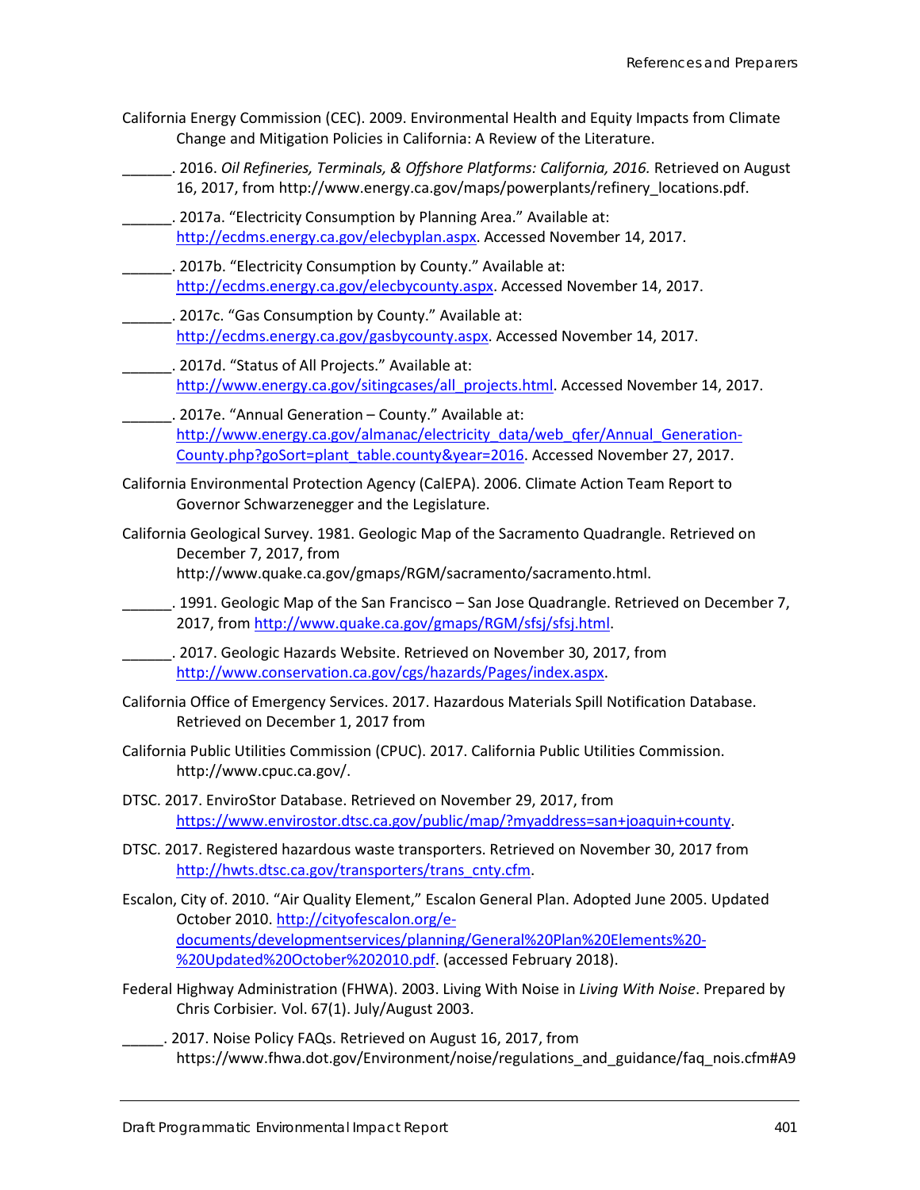California Energy Commission (CEC). 2009. Environmental Health and Equity Impacts from Climate Change and Mitigation Policies in California: A Review of the Literature.

______. 2016. *Oil Refineries, Terminals, & Offshore Platforms: California, 2016.* Retrieved on August 16, 2017, from http://www.energy.ca.gov/maps/powerplants/refinery_locations.pdf.

______. 2017a. "Electricity Consumption by Planning Area." Available at: http://ecdms.energy.ca.gov/elecbyplan.aspx. Accessed November 14, 2017.

______. 2017b. "Electricity Consumption by County." Available at: http://ecdms.energy.ca.gov/elecbycounty.aspx. Accessed November 14, 2017.

______. 2017c. "Gas Consumption by County." Available at: http://ecdms.energy.ca.gov/gasbycounty.aspx. Accessed November 14, 2017.

______. 2017d. "Status of All Projects." Available at: http://www.energy.ca.gov/sitingcases/all_projects.html. Accessed November 14, 2017.

______. 2017e. "Annual Generation – County." Available at: http://www.energy.ca.gov/almanac/electricity_data/web_qfer/Annual_Generation-County.php?goSort=plant_table.county&year=2016. Accessed November 27, 2017.

California Environmental Protection Agency (CalEPA). 2006. Climate Action Team Report to Governor Schwarzenegger and the Legislature.

California Geological Survey. 1981. Geologic Map of the Sacramento Quadrangle. Retrieved on December 7, 2017, from http://www.quake.ca.gov/gmaps/RGM/sacramento/sacramento.html.

______. 1991. Geologic Map of the San Francisco – San Jose Quadrangle. Retrieved on December 7, 2017, from http://www.quake.ca.gov/gmaps/RGM/sfsj/sfsj.html.

______. 2017. Geologic Hazards Website. Retrieved on November 30, 2017, from http://www.conservation.ca.gov/cgs/hazards/Pages/index.aspx.

California Office of Emergency Services. 2017. Hazardous Materials Spill Notification Database. Retrieved on December 1, 2017 from

California Public Utilities Commission (CPUC). 2017. California Public Utilities Commission. http://www.cpuc.ca.gov/.

DTSC. 2017. EnviroStor Database. Retrieved on November 29, 2017, from https://www.envirostor.dtsc.ca.gov/public/map/?myaddress=san+joaquin+county.

DTSC. 2017. Registered hazardous waste transporters. Retrieved on November 30, 2017 from http://hwts.dtsc.ca.gov/transporters/trans_cnty.cfm.

Escalon, City of. 2010. "Air Quality Element," Escalon General Plan. Adopted June 2005. Updated October 2010. http://cityofescalon.org/e-documents/developmentservices/planning/General%20Plan%20Elements%20-%20Updated%20October%202010.pdf. (accessed February 2018).

Federal Highway Administration (FHWA). 2003. Living With Noise in *Living With Noise*. Prepared by Chris Corbisier. Vol. 67(1). July/August 2003.

_____. 2017. Noise Policy FAQs. Retrieved on August 16, 2017, from https://www.fhwa.dot.gov/Environment/noise/regulations_and_guidance/faq_nois.cfm#A9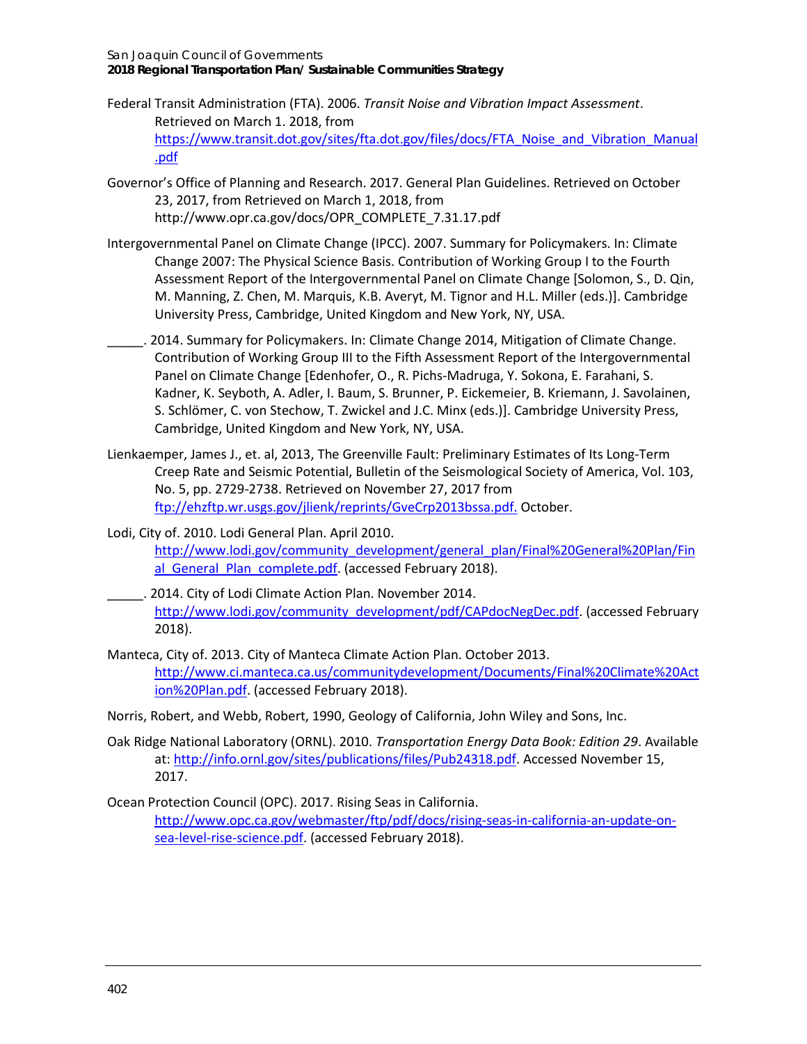Federal Transit Administration (FTA). 2006. *Transit Noise and Vibration Impact Assessment*. Retrieved on March 1. 2018, from https://www.transit.dot.gov/sites/fta.dot.gov/files/docs/FTA_Noise_and_Vibration_Manual.pdf

Governor's Office of Planning and Research. 2017. General Plan Guidelines. Retrieved on October 23, 2017, from Retrieved on March 1, 2018, from http://www.opr.ca.gov/docs/OPR_COMPLETE_7.31.17.pdf

Intergovernmental Panel on Climate Change (IPCC). 2007. Summary for Policymakers. In: Climate Change 2007: The Physical Science Basis. Contribution of Working Group I to the Fourth Assessment Report of the Intergovernmental Panel on Climate Change [Solomon, S., D. Qin, M. Manning, Z. Chen, M. Marquis, K.B. Averyt, M. Tignor and H.L. Miller (eds.)]. Cambridge University Press, Cambridge, United Kingdom and New York, NY, USA.

_____. 2014. Summary for Policymakers. In: Climate Change 2014, Mitigation of Climate Change. Contribution of Working Group III to the Fifth Assessment Report of the Intergovernmental Panel on Climate Change [Edenhofer, O., R. Pichs-Madruga, Y. Sokona, E. Farahani, S. Kadner, K. Seyboth, A. Adler, I. Baum, S. Brunner, P. Eickemeier, B. Kriemann, J. Savolainen, S. Schlömer, C. von Stechow, T. Zwickel and J.C. Minx (eds.)]. Cambridge University Press, Cambridge, United Kingdom and New York, NY, USA.

Lienkaemper, James J., et. al, 2013, The Greenville Fault: Preliminary Estimates of Its Long-Term Creep Rate and Seismic Potential, Bulletin of the Seismological Society of America, Vol. 103, No. 5, pp. 2729-2738. Retrieved on November 27, 2017 from ftp://ehzftp.wr.usgs.gov/jlienk/reprints/GveCrp2013bssa.pdf. October.

Lodi, City of. 2010. Lodi General Plan. April 2010. http://www.lodi.gov/community_development/general_plan/Final%20General%20Plan/Final_General_Plan_complete.pdf. (accessed February 2018).

_____. 2014. City of Lodi Climate Action Plan. November 2014. http://www.lodi.gov/community_development/pdf/CAPdocNegDec.pdf. (accessed February 2018).

Manteca, City of. 2013. City of Manteca Climate Action Plan. October 2013. http://www.ci.manteca.ca.us/communitydevelopment/Documents/Final%20Climate%20Action%20Plan.pdf. (accessed February 2018).

Norris, Robert, and Webb, Robert, 1990, Geology of California, John Wiley and Sons, Inc.

Oak Ridge National Laboratory (ORNL). 2010. *Transportation Energy Data Book: Edition 29*. Available at: http://info.ornl.gov/sites/publications/files/Pub24318.pdf. Accessed November 15, 2017.

Ocean Protection Council (OPC). 2017. Rising Seas in California. http://www.opc.ca.gov/webmaster/ftp/pdf/docs/rising-seas-in-california-an-update-on-sea-level-rise-science.pdf. (accessed February 2018).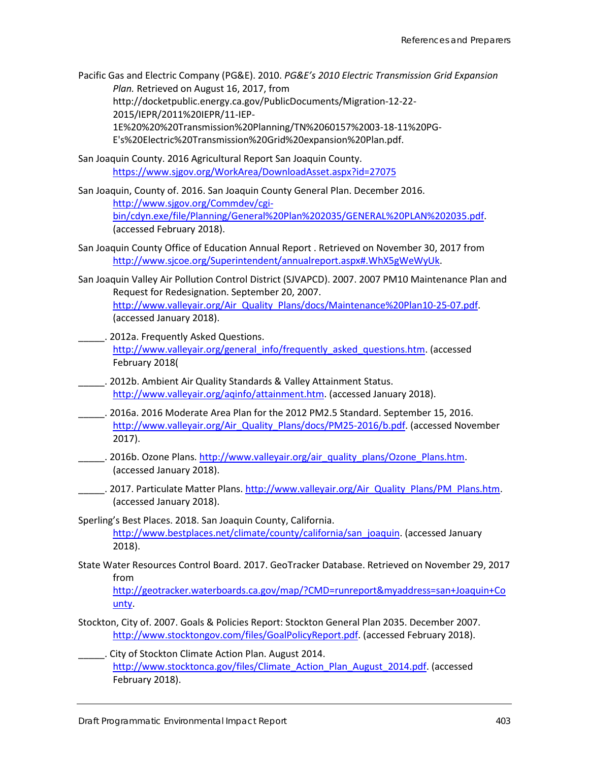Pacific Gas and Electric Company (PG&E). 2010. *PG&E's 2010 Electric Transmission Grid Expansion Plan.* Retrieved on August 16, 2017, from http://docketpublic.energy.ca.gov/PublicDocuments/Migration-12-22-2015/IEPR/2011%20IEPR/11-IEP-1E%20%20%20Transmission%20Planning/TN%2060157%2003-18-11%20PG-E's%20Electric%20Transmission%20Grid%20expansion%20Plan.pdf.

San Joaquin County. 2016 Agricultural Report San Joaquin County. https://www.sjgov.org/WorkArea/DownloadAsset.aspx?id=27075

San Joaquin, County of. 2016. San Joaquin County General Plan. December 2016. http://www.sjgov.org/Commdev/cgi-bin/cdyn.exe/file/Planning/General%20Plan%202035/GENERAL%20PLAN%202035.pdf. (accessed February 2018).

San Joaquin County Office of Education Annual Report . Retrieved on November 30, 2017 from http://www.sjcoe.org/Superintendent/annualreport.aspx#.WhX5gWeWyUk.

San Joaquin Valley Air Pollution Control District (SJVAPCD). 2007. 2007 PM10 Maintenance Plan and Request for Redesignation. September 20, 2007. http://www.valleyair.org/Air_Quality_Plans/docs/Maintenance%20Plan10-25-07.pdf. (accessed January 2018).

_____. 2012a. Frequently Asked Questions. http://www.valleyair.org/general_info/frequently_asked_questions.htm. (accessed February 2018(

_____. 2012b. Ambient Air Quality Standards & Valley Attainment Status. http://www.valleyair.org/aqinfo/attainment.htm. (accessed January 2018).

_____. 2016a. 2016 Moderate Area Plan for the 2012 PM2.5 Standard. September 15, 2016. http://www.valleyair.org/Air_Quality_Plans/docs/PM25-2016/b.pdf. (accessed November 2017).

_____. 2016b. Ozone Plans. http://www.valleyair.org/air_quality_plans/Ozone_Plans.htm. (accessed January 2018).

_____. 2017. Particulate Matter Plans. http://www.valleyair.org/Air_Quality_Plans/PM_Plans.htm. (accessed January 2018).

Sperling's Best Places. 2018. San Joaquin County, California. http://www.bestplaces.net/climate/county/california/san_joaquin. (accessed January 2018).

State Water Resources Control Board. 2017. GeoTracker Database. Retrieved on November 29, 2017 from http://geotracker.waterboards.ca.gov/map/?CMD=runreport&myaddress=san+Joaquin+County.

Stockton, City of. 2007. Goals & Policies Report: Stockton General Plan 2035. December 2007. http://www.stocktongov.com/files/GoalPolicyReport.pdf. (accessed February 2018).

_____. City of Stockton Climate Action Plan. August 2014. http://www.stocktonca.gov/files/Climate_Action_Plan_August_2014.pdf. (accessed February 2018).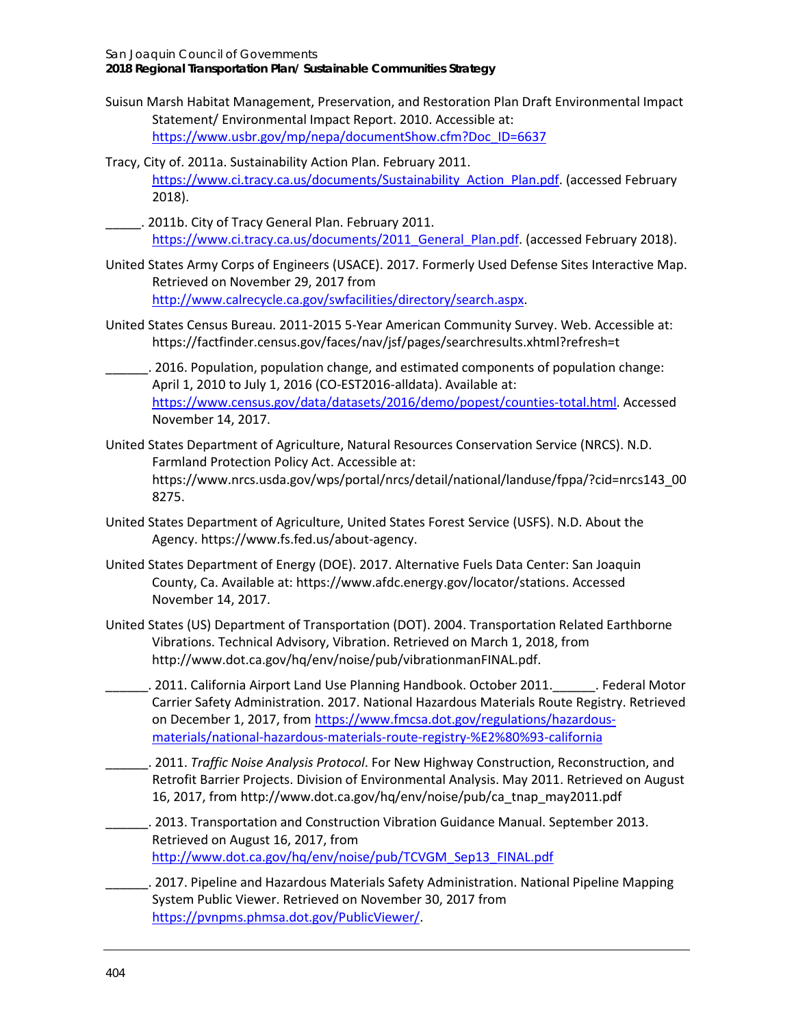Suisun Marsh Habitat Management, Preservation, and Restoration Plan Draft Environmental Impact Statement/ Environmental Impact Report. 2010. Accessible at: https://www.usbr.gov/mp/nepa/documentShow.cfm?Doc_ID=6637

Tracy, City of. 2011a. Sustainability Action Plan. February 2011. https://www.ci.tracy.ca.us/documents/Sustainability_Action_Plan.pdf. (accessed February 2018).

_____. 2011b. City of Tracy General Plan. February 2011. https://www.ci.tracy.ca.us/documents/2011_General_Plan.pdf. (accessed February 2018).

United States Army Corps of Engineers (USACE). 2017. Formerly Used Defense Sites Interactive Map. Retrieved on November 29, 2017 from http://www.calrecycle.ca.gov/swfacilities/directory/search.aspx.

United States Census Bureau. 2011-2015 5-Year American Community Survey. Web. Accessible at: https://factfinder.census.gov/faces/nav/jsf/pages/searchresults.xhtml?refresh=t

______. 2016. Population, population change, and estimated components of population change: April 1, 2010 to July 1, 2016 (CO-EST2016-alldata). Available at: https://www.census.gov/data/datasets/2016/demo/popest/counties-total.html. Accessed November 14, 2017.

United States Department of Agriculture, Natural Resources Conservation Service (NRCS). N.D. Farmland Protection Policy Act. Accessible at: https://www.nrcs.usda.gov/wps/portal/nrcs/detail/national/landuse/fppa/?cid=nrcs143_008275.

United States Department of Agriculture, United States Forest Service (USFS). N.D. About the Agency. https://www.fs.fed.us/about-agency.

United States Department of Energy (DOE). 2017. Alternative Fuels Data Center: San Joaquin County, Ca. Available at: https://www.afdc.energy.gov/locator/stations. Accessed November 14, 2017.

United States (US) Department of Transportation (DOT). 2004. Transportation Related Earthborne Vibrations. Technical Advisory, Vibration. Retrieved on March 1, 2018, from http://www.dot.ca.gov/hq/env/noise/pub/vibrationmanFINAL.pdf.

______. 2011. California Airport Land Use Planning Handbook. October 2011.______. Federal Motor Carrier Safety Administration. 2017. National Hazardous Materials Route Registry. Retrieved on December 1, 2017, from https://www.fmcsa.dot.gov/regulations/hazardous-materials/national-hazardous-materials-route-registry-%E2%80%93-california

______. 2011. *Traffic Noise Analysis Protocol*. For New Highway Construction, Reconstruction, and Retrofit Barrier Projects. Division of Environmental Analysis. May 2011. Retrieved on August 16, 2017, from http://www.dot.ca.gov/hq/env/noise/pub/ca_tnap_may2011.pdf

______. 2013. Transportation and Construction Vibration Guidance Manual. September 2013. Retrieved on August 16, 2017, from http://www.dot.ca.gov/hq/env/noise/pub/TCVGM_Sep13_FINAL.pdf

______. 2017. Pipeline and Hazardous Materials Safety Administration. National Pipeline Mapping System Public Viewer. Retrieved on November 30, 2017 from https://pvnpms.phmsa.dot.gov/PublicViewer/.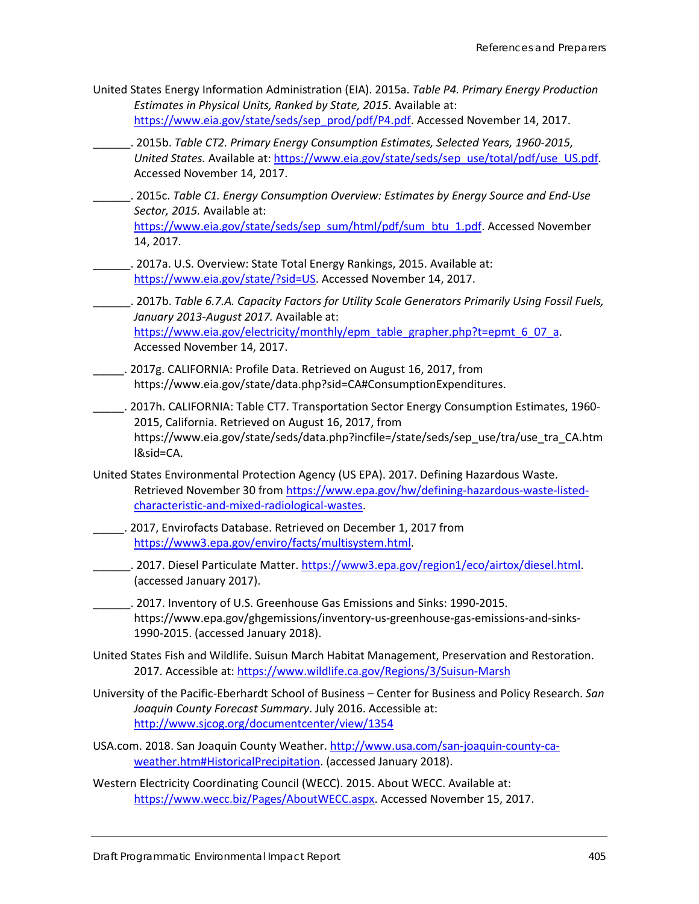United States Energy Information Administration (EIA). 2015a. *Table P4. Primary Energy Production Estimates in Physical Units, Ranked by State, 2015*. Available at: https://www.eia.gov/state/seds/sep_prod/pdf/P4.pdf. Accessed November 14, 2017.

______. 2015b. *Table CT2. Primary Energy Consumption Estimates, Selected Years, 1960-2015, United States.* Available at: https://www.eia.gov/state/seds/sep_use/total/pdf/use_US.pdf. Accessed November 14, 2017.

______. 2015c. *Table C1. Energy Consumption Overview: Estimates by Energy Source and End-Use Sector, 2015.* Available at: https://www.eia.gov/state/seds/sep_sum/html/pdf/sum_btu_1.pdf. Accessed November 14, 2017.

______. 2017a. U.S. Overview: State Total Energy Rankings, 2015. Available at: https://www.eia.gov/state/?sid=US. Accessed November 14, 2017.

______. 2017b. *Table 6.7.A. Capacity Factors for Utility Scale Generators Primarily Using Fossil Fuels, January 2013-August 2017.* Available at: https://www.eia.gov/electricity/monthly/epm_table_grapher.php?t=epmt_6_07_a. Accessed November 14, 2017.

_____. 2017g. CALIFORNIA: Profile Data. Retrieved on August 16, 2017, from https://www.eia.gov/state/data.php?sid=CA#ConsumptionExpenditures.

_____. 2017h. CALIFORNIA: Table CT7. Transportation Sector Energy Consumption Estimates, 1960-2015, California. Retrieved on August 16, 2017, from https://www.eia.gov/state/seds/data.php?incfile=/state/seds/sep_use/tra/use_tra_CA.html&sid=CA.

United States Environmental Protection Agency (US EPA). 2017. Defining Hazardous Waste. Retrieved November 30 from https://www.epa.gov/hw/defining-hazardous-waste-listed-characteristic-and-mixed-radiological-wastes.

_____. 2017, Envirofacts Database. Retrieved on December 1, 2017 from https://www3.epa.gov/enviro/facts/multisystem.html.

______. 2017. Diesel Particulate Matter. https://www3.epa.gov/region1/eco/airtox/diesel.html. (accessed January 2017).

______. 2017. Inventory of U.S. Greenhouse Gas Emissions and Sinks: 1990-2015. https://www.epa.gov/ghgemissions/inventory-us-greenhouse-gas-emissions-and-sinks-1990-2015. (accessed January 2018).

United States Fish and Wildlife. Suisun March Habitat Management, Preservation and Restoration. 2017. Accessible at: https://www.wildlife.ca.gov/Regions/3/Suisun-Marsh

University of the Pacific-Eberhardt School of Business – Center for Business and Policy Research. *San Joaquin County Forecast Summary*. July 2016. Accessible at: http://www.sjcog.org/documentcenter/view/1354

USA.com. 2018. San Joaquin County Weather. http://www.usa.com/san-joaquin-county-ca-weather.htm#HistoricalPrecipitation. (accessed January 2018).

Western Electricity Coordinating Council (WECC). 2015. About WECC. Available at: https://www.wecc.biz/Pages/AboutWECC.aspx. Accessed November 15, 2017.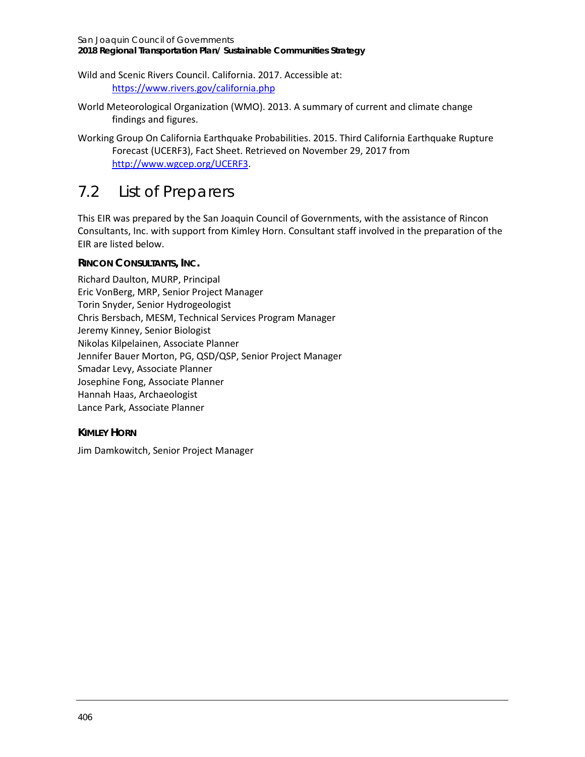Wild and Scenic Rivers Council. California. 2017. Accessible at: https://www.rivers.gov/california.php

World Meteorological Organization (WMO). 2013. A summary of current and climate change findings and figures.

Working Group On California Earthquake Probabilities. 2015. Third California Earthquake Rupture Forecast (UCERF3), Fact Sheet. Retrieved on November 29, 2017 from http://www.wgcep.org/UCERF3.

## 7.2 List of Preparers

This EIR was prepared by the San Joaquin Council of Governments, with the assistance of Rincon Consultants, Inc. with support from Kimley Horn. Consultant staff involved in the preparation of the EIR are listed below.

### RINCON CONSULTANTS, INC.

Richard Daulton, MURP, Principal
Eric VonBerg, MRP, Senior Project Manager
Torin Snyder, Senior Hydrogeologist
Chris Bersbach, MESM, Technical Services Program Manager
Jeremy Kinney, Senior Biologist
Nikolas Kilpelainen, Associate Planner
Jennifer Bauer Morton, PG, QSD/QSP, Senior Project Manager
Smadar Levy, Associate Planner
Josephine Fong, Associate Planner
Hannah Haas, Archaeologist
Lance Park, Associate Planner

### KIMLEY HORN

Jim Damkowitch, Senior Project Manager